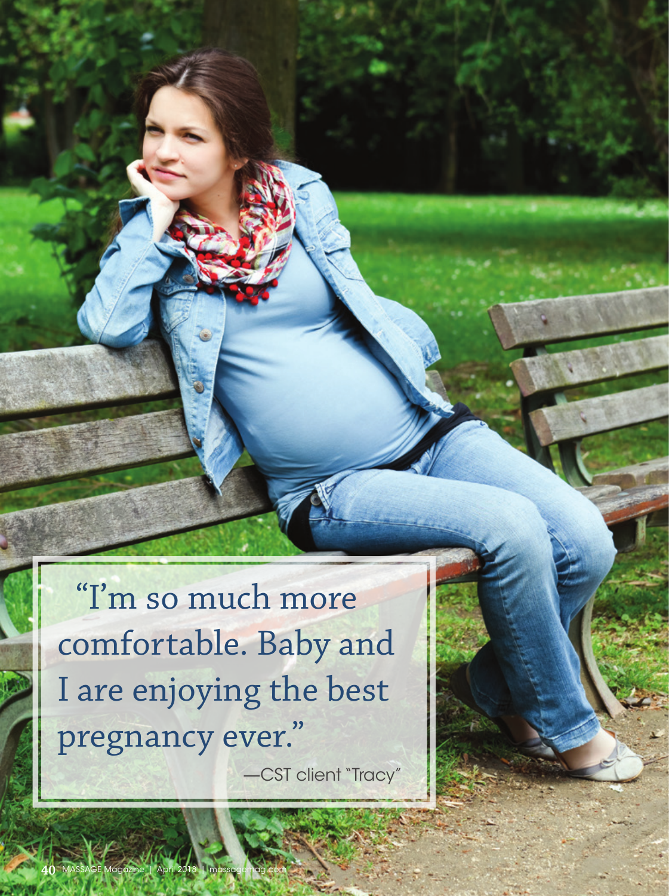"I'm so much more comfortable. Baby and I are enjoying the best pregnancy ever."

—CST client "Tracy"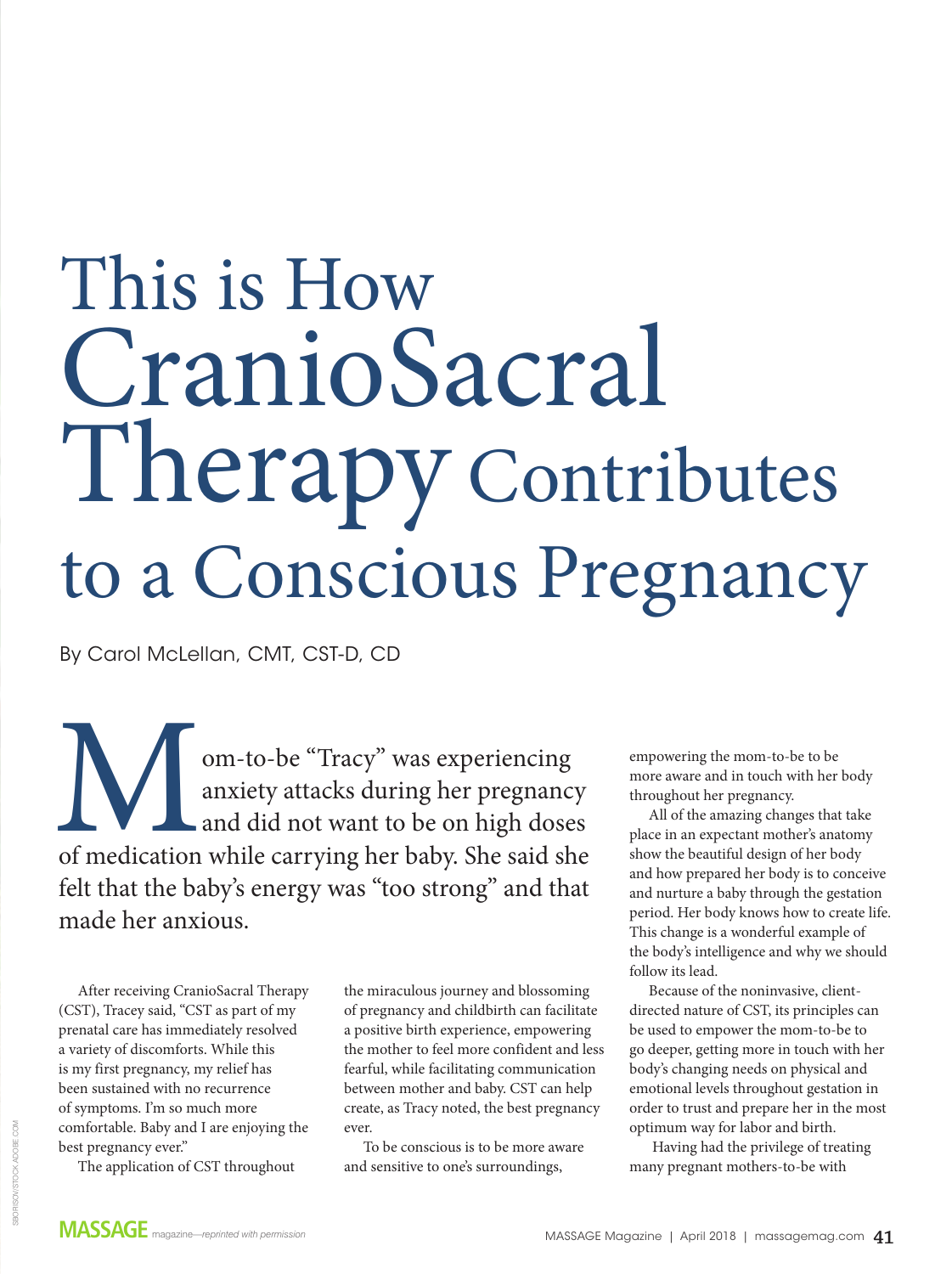# This is How CranioSacral Therapy Contributes to a Conscious Pregnancy

By Carol McLellan, CMT, CST-D, CD

Mom-to-be "Tracy" was experiencing anxiety attacks during her pregnancy and did not want to be on high doses of medication while carrying her baby. She said she felt that the baby's energy was "too strong" and that made her anxious.

After receiving CranioSacral Therapy (CST), Tracey said, "CST as part of my prenatal care has immediately resolved a variety of discomforts. While this is my first pregnancy, my relief has been sustained with no recurrence of symptoms. I'm so much more comfortable. Baby and I are enjoying the best pregnancy ever."

The application of CST throughout the miraculous journey and blossoming of pregnancy and childbirth can facilitate a positive birth experience, empowering the mother to feel more confident and less fearful, while facilitating communication between mother and baby. CST can help create, as Tracy noted, the best pregnancy ever.

To be conscious is to be more aware and sensitive to one's surroundings, empowering the mom-to-be to be more aware and in touch with her body throughout her pregnancy.

All of the amazing changes that take place in an expectant mother's anatomy show the beautiful design of her body and how prepared her body is to conceive and nurture a baby through the gestation period. Her body knows how to create life. This change is a wonderful example of the body's intelligence and why we should follow its lead.

Because of the noninvasive, client-directed nature of CST, its principles can be used to empower the mom-to-be to go deeper, getting more in touch with her body's changing needs on physical and emotional levels throughout gestation in order to trust and prepare her in the most optimum way for labor and birth.

Having had the privilege of treating many pregnant mothers-to-be with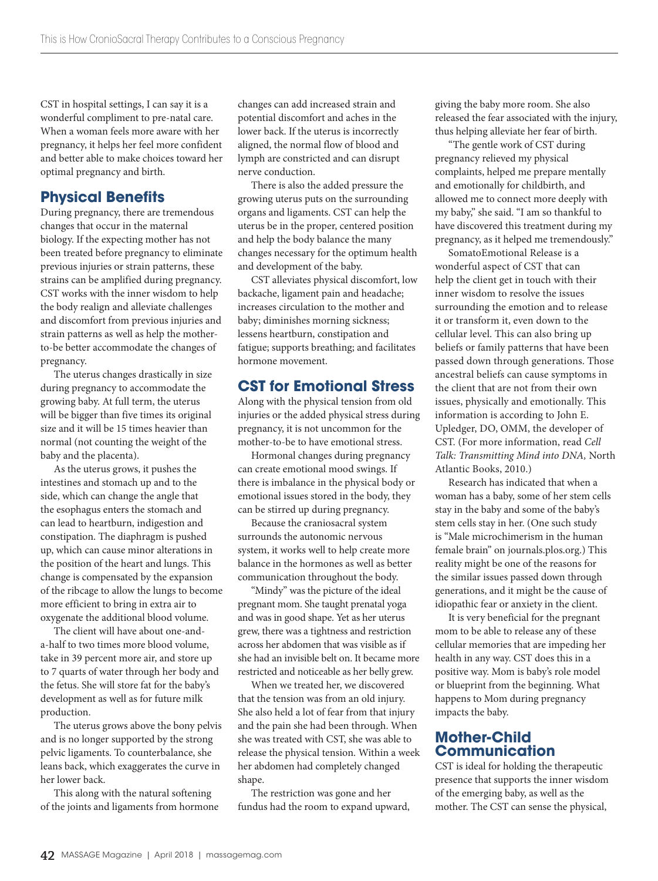CST in hospital settings, I can say it is a wonderful compliment to pre-natal care. When a woman feels more aware with her pregnancy, it helps her feel more confident and better able to make choices toward her optimal pregnancy and birth.

## Physical Benefits

During pregnancy, there are tremendous changes that occur in the maternal biology. If the expecting mother has not been treated before pregnancy to eliminate previous injuries or strain patterns, these strains can be amplified during pregnancy. CST works with the inner wisdom to help the body realign and alleviate challenges and discomfort from previous injuries and strain patterns as well as help the mother-to-be better accommodate the changes of pregnancy.

The uterus changes drastically in size during pregnancy to accommodate the growing baby. At full term, the uterus will be bigger than five times its original size and it will be 15 times heavier than normal (not counting the weight of the baby and the placenta).

As the uterus grows, it pushes the intestines and stomach up and to the side, which can change the angle that the esophagus enters the stomach and can lead to heartburn, indigestion and constipation. The diaphragm is pushed up, which can cause minor alterations in the position of the heart and lungs. This change is compensated by the expansion of the ribcage to allow the lungs to become more efficient to bring in extra air to oxygenate the additional blood volume.

The client will have about one-and-a-half to two times more blood volume, take in 39 percent more air, and store up to 7 quarts of water through her body and the fetus. She will store fat for the baby's development as well as for future milk production.

The uterus grows above the bony pelvis and is no longer supported by the strong pelvic ligaments. To counterbalance, she leans back, which exaggerates the curve in her lower back.

This along with the natural softening of the joints and ligaments from hormone changes can add increased strain and potential discomfort and aches in the lower back. If the uterus is incorrectly aligned, the normal flow of blood and lymph are constricted and can disrupt nerve conduction.

There is also the added pressure the growing uterus puts on the surrounding organs and ligaments. CST can help the uterus be in the proper, centered position and help the body balance the many changes necessary for the optimum health and development of the baby.

CST alleviates physical discomfort, low backache, ligament pain and headache; increases circulation to the mother and baby; diminishes morning sickness; lessens heartburn, constipation and fatigue; supports breathing; and facilitates hormone movement.

## CST for Emotional Stress

Along with the physical tension from old injuries or the added physical stress during pregnancy, it is not uncommon for the mother-to-be to have emotional stress.

Hormonal changes during pregnancy can create emotional mood swings. If there is imbalance in the physical body or emotional issues stored in the body, they can be stirred up during pregnancy.

Because the craniosacral system surrounds the autonomic nervous system, it works well to help create more balance in the hormones as well as better communication throughout the body.

"Mindy" was the picture of the ideal pregnant mom. She taught prenatal yoga and was in good shape. Yet as her uterus grew, there was a tightness and restriction across her abdomen that was visible as if she had an invisible belt on. It became more restricted and noticeable as her belly grew.

When we treated her, we discovered that the tension was from an old injury. She also held a lot of fear from that injury and the pain she had been through. When she was treated with CST, she was able to release the physical tension. Within a week her abdomen had completely changed shape.

The restriction was gone and her fundus had the room to expand upward, giving the baby more room. She also released the fear associated with the injury, thus helping alleviate her fear of birth.

"The gentle work of CST during pregnancy relieved my physical complaints, helped me prepare mentally and emotionally for childbirth, and allowed me to connect more deeply with my baby," she said. "I am so thankful to have discovered this treatment during my pregnancy, as it helped me tremendously."

SomatoEmotional Release is a wonderful aspect of CST that can help the client get in touch with their inner wisdom to resolve the issues surrounding the emotion and to release it or transform it, even down to the cellular level. This can also bring up beliefs or family patterns that have been passed down through generations. Those ancestral beliefs can cause symptoms in the client that are not from their own issues, physically and emotionally. This information is according to John E. Upledger, DO, OMM, the developer of CST. (For more information, read *Cell Talk: Transmitting Mind into DNA,* North Atlantic Books, 2010.)

Research has indicated that when a woman has a baby, some of her stem cells stay in the baby and some of the baby's stem cells stay in her. (One such study is "Male microchimerism in the human female brain" on journals.plos.org.) This reality might be one of the reasons for the similar issues passed down through generations, and it might be the cause of idiopathic fear or anxiety in the client.

It is very beneficial for the pregnant mom to be able to release any of these cellular memories that are impeding her health in any way. CST does this in a positive way. Mom is baby's role model or blueprint from the beginning. What happens to Mom during pregnancy impacts the baby.

## Mother-Child Communication

CST is ideal for holding the therapeutic presence that supports the inner wisdom of the emerging baby, as well as the mother. The CST can sense the physical,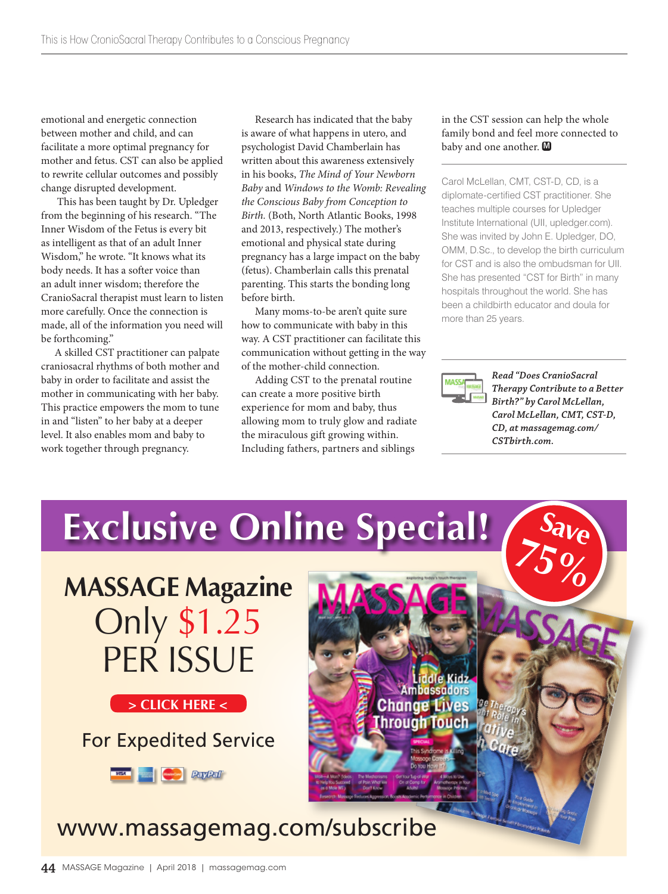emotional and energetic connection between mother and child, and can facilitate a more optimal pregnancy for mother and fetus. CST can also be applied to rewrite cellular outcomes and possibly change disrupted development.

This has been taught by Dr. Upledger from the beginning of his research. "The Inner Wisdom of the Fetus is every bit as intelligent as that of an adult Inner Wisdom," he wrote. "It knows what its body needs. It has a softer voice than an adult inner wisdom; therefore the CranioSacral therapist must learn to listen more carefully. Once the connection is made, all of the information you need will be forthcoming."

A skilled CST practitioner can palpate craniosacral rhythms of both mother and baby in order to facilitate and assist the mother in communicating with her baby. This practice empowers the mom to tune in and "listen" to her baby at a deeper level. It also enables mom and baby to work together through pregnancy.

Research has indicated that the baby is aware of what happens in utero, and psychologist David Chamberlain has written about this awareness extensively in his books, *The Mind of Your Newborn Baby* and *Windows to the Womb: Revealing the Conscious Baby from Conception to Birth*. (Both, North Atlantic Books, 1998 and 2013, respectively.) The mother's emotional and physical state during pregnancy has a large impact on the baby (fetus). Chamberlain calls this prenatal parenting. This starts the bonding long before birth.

Many moms-to-be aren't quite sure how to communicate with baby in this way. A CST practitioner can facilitate this communication without getting in the way of the mother-child connection.

Adding CST to the prenatal routine can create a more positive birth experience for mom and baby, thus allowing mom to truly glow and radiate the miraculous gift growing within. Including fathers, partners and siblings in the CST session can help the whole family bond and feel more connected to baby and one another.

---

Carol McLellan, CMT, CST-D, CD, is a diplomate-certified CST practitioner. She teaches multiple courses for Upledger Institute International (UII, upledger.com). She was invited by John E. Upledger, DO, OMM, D.Sc., to develop the birth curriculum for CST and is also the ombudsman for UII. She has presented "CST for Birth" in many hospitals throughout the world. She has been a childbirth educator and doula for more than 25 years.

---

***Read "Does CranioSacral Therapy Contribute to a Better Birth?" by Carol McLellan, Carol McLellan, CMT, CST-D, CD, at massagemag.com/CSTbirth.com.***

---

# Exclusive Online Special!

**Save 75%**

## MASSAGE Magazine

Only $1.25 PER ISSUE

> CLICK HERE <

For Expedited Service

www.massagemag.com/subscribe